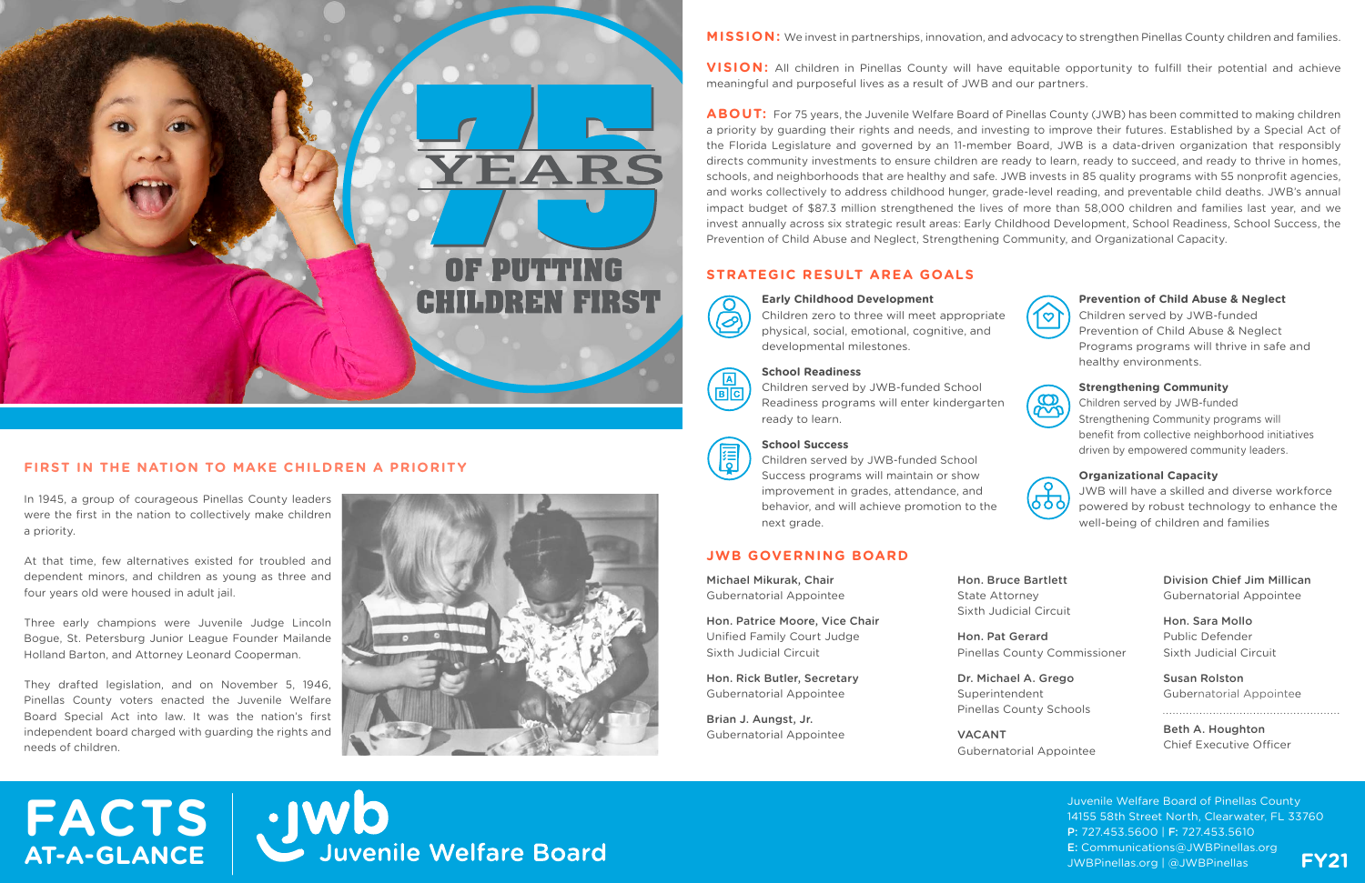# 75 YEARS OF PUTTING CHILDREN FIRST

## FIRST IN THE NATION TO MAKE CHILDREN A PRIORITY

In 1945, a group of courageous Pinellas County leaders were the first in the nation to collectively make children a priority.

At that time, few alternatives existed for troubled and dependent minors, and children as young as three and four years old were housed in adult jail.

Three early champions were Juvenile Judge Lincoln Bogue, St. Petersburg Junior League Founder Mailande Holland Barton, and Attorney Leonard Cooperman.

They drafted legislation, and on November 5, 1946, Pinellas County voters enacted the Juvenile Welfare Board Special Act into law. It was the nation's first independent board charged with guarding the rights and needs of children.

**MISSION:** We invest in partnerships, innovation, and advocacy to strengthen Pinellas County children and families.

**VISION:** All children in Pinellas County will have equitable opportunity to fulfill their potential and achieve meaningful and purposeful lives as a result of JWB and our partners.

**ABOUT:** For 75 years, the Juvenile Welfare Board of Pinellas County (JWB) has been committed to making children a priority by guarding their rights and needs, and investing to improve their futures. Established by a Special Act of the Florida Legislature and governed by an 11-member Board, JWB is a data-driven organization that responsibly directs community investments to ensure children are ready to learn, ready to succeed, and ready to thrive in homes, schools, and neighborhoods that are healthy and safe. JWB invests in 85 quality programs with 55 nonprofit agencies, and works collectively to address childhood hunger, grade-level reading, and preventable child deaths. JWB's annual impact budget of $87.3 million strengthened the lives of more than 58,000 children and families last year, and we invest annually across six strategic result areas: Early Childhood Development, School Readiness, School Success, the Prevention of Child Abuse and Neglect, Strengthening Community, and Organizational Capacity.

## STRATEGIC RESULT AREA GOALS

**Early Childhood Development**
Children zero to three will meet appropriate physical, social, emotional, cognitive, and developmental milestones.

**School Readiness**
Children served by JWB-funded School Readiness programs will enter kindergarten ready to learn.

**School Success**
Children served by JWB-funded School Success programs will maintain or show improvement in grades, attendance, and behavior, and will achieve promotion to the next grade.

**Prevention of Child Abuse & Neglect**
Children served by JWB-funded Prevention of Child Abuse & Neglect Programs programs will thrive in safe and healthy environments.

**Strengthening Community**
Children served by JWB-funded Strengthening Community programs will benefit from collective neighborhood initiatives driven by empowered community leaders.

**Organizational Capacity**
JWB will have a skilled and diverse workforce powered by robust technology to enhance the well-being of children and families

## JWB GOVERNING BOARD

**Michael Mikurak, Chair**
Gubernatorial Appointee

**Hon. Patrice Moore, Vice Chair**
Unified Family Court Judge
Sixth Judicial Circuit

**Hon. Rick Butler, Secretary**
Gubernatorial Appointee

**Brian J. Aungst, Jr.**
Gubernatorial Appointee

**Hon. Bruce Bartlett**
State Attorney
Sixth Judicial Circuit

**Hon. Pat Gerard**
Pinellas County Commissioner

**Dr. Michael A. Grego**
Superintendent
Pinellas County Schools

**VACANT**
Gubernatorial Appointee

**Division Chief Jim Millican**
Gubernatorial Appointee

**Hon. Sara Mollo**
Public Defender
Sixth Judicial Circuit

**Susan Rolston**
Gubernatorial Appointee

**Beth A. Houghton**
Chief Executive Officer

# FACTS AT-A-GLANCE

jwb Juvenile Welfare Board

Juvenile Welfare Board of Pinellas County
14155 58th Street North, Clearwater, FL 33760
**P:** 727.453.5600 | **F:** 727.453.5610
**E:** Communications@JWBPinellas.org
JWBPinellas.org | @JWBPinellas

**FY21**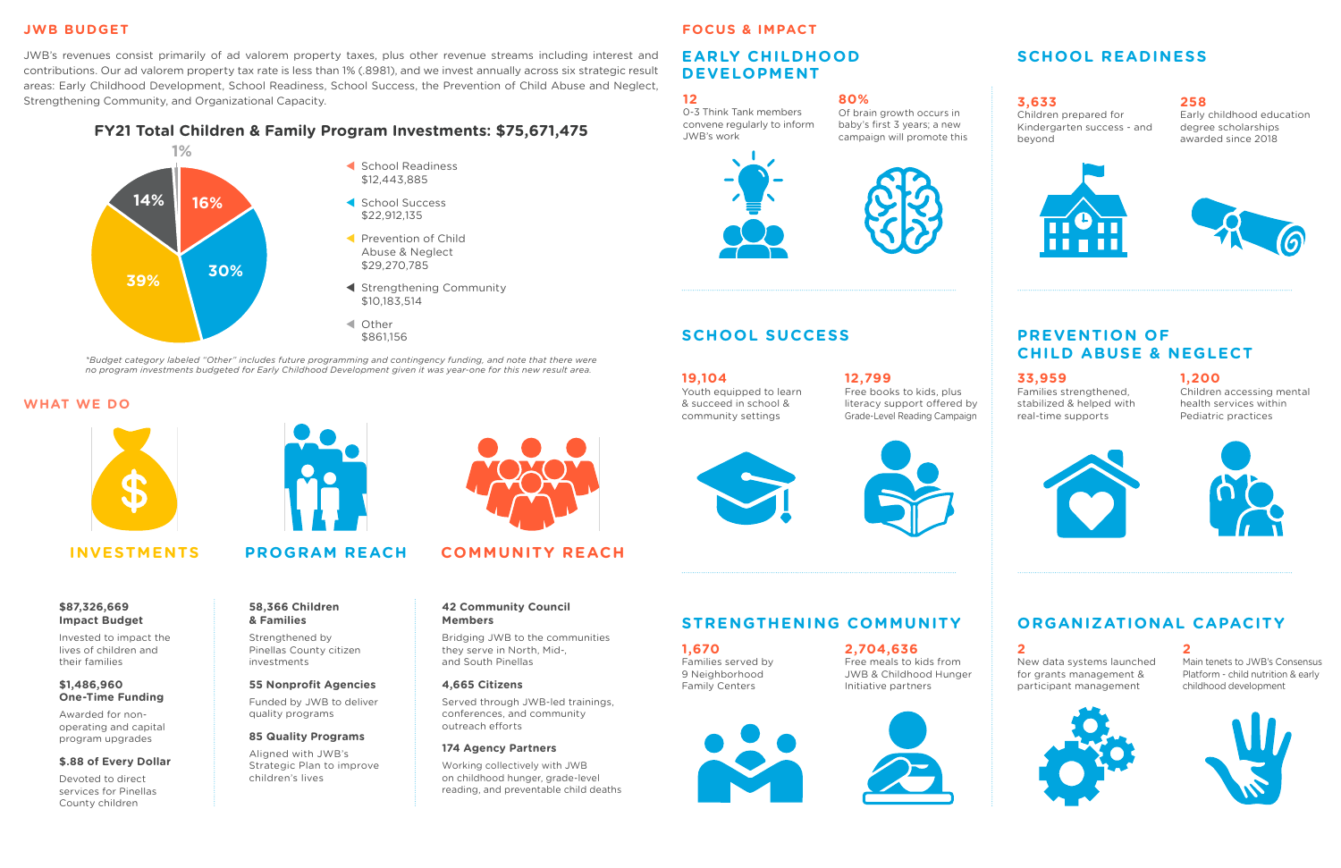## JWB BUDGET

JWB's revenues consist primarily of ad valorem property taxes, plus other revenue streams including interest and contributions. Our ad valorem property tax rate is less than 1% (.8981), and we invest annually across six strategic result areas: Early Childhood Development, School Readiness, School Success, the Prevention of Child Abuse and Neglect, Strengthening Community, and Organizational Capacity.

### FY21 Total Children & Family Program Investments: $75,671,475

1%
16%
30%
39%
14%

- School Readiness $12,443,885
- School Success $22,912,135
- Prevention of Child Abuse & Neglect $29,270,785
- Strengthening Community $10,183,514
- Other $861,156

*Budget category labeled "Other" includes future programming and contingency funding, and note that there were no program investments budgeted for Early Childhood Development given it was year-one for this new result area.*

## WHAT WE DO

### INVESTMENTS

**$87,326,669**
**Impact Budget**

Invested to impact the lives of children and their families

**$1,486,960**
**One-Time Funding**

Awarded for non-operating and capital program upgrades

**$.88 of Every Dollar**

Devoted to direct services for Pinellas County children

### PROGRAM REACH

**58,366 Children & Families**

Strengthened by Pinellas County citizen investments

**55 Nonprofit Agencies**

Funded by JWB to deliver quality programs

**85 Quality Programs**

Aligned with JWB's Strategic Plan to improve children's lives

### COMMUNITY REACH

**42 Community Council Members**

Bridging JWB to the communities they serve in North, Mid-, and South Pinellas

**4,665 Citizens**

Served through JWB-led trainings, conferences, and community outreach efforts

**174 Agency Partners**

Working collectively with JWB on childhood hunger, grade-level reading, and preventable child deaths

## FOCUS & IMPACT

### EARLY CHILDHOOD DEVELOPMENT

**12**
0-3 Think Tank members convene regularly to inform JWB's work

**80%**
Of brain growth occurs in baby's first 3 years; a new campaign will promote this

### SCHOOL READINESS

**3,633**
Children prepared for Kindergarten success - and beyond

**258**
Early childhood education degree scholarships awarded since 2018

### SCHOOL SUCCESS

**19,104**
Youth equipped to learn & succeed in school & community settings

**12,799**
Free books to kids, plus literacy support offered by Grade-Level Reading Campaign

### PREVENTION OF CHILD ABUSE & NEGLECT

**33,959**
Families strengthened, stabilized & helped with real-time supports

**1,200**
Children accessing mental health services within Pediatric practices

### STRENGTHENING COMMUNITY

**1,670**
Families served by 9 Neighborhood Family Centers

**2,704,636**
Free meals to kids from JWB & Childhood Hunger Initiative partners

### ORGANIZATIONAL CAPACITY

**2**
New data systems launched for grants management & participant management

**2**
Main tenets to JWB's Consensus Platform - child nutrition & early childhood development